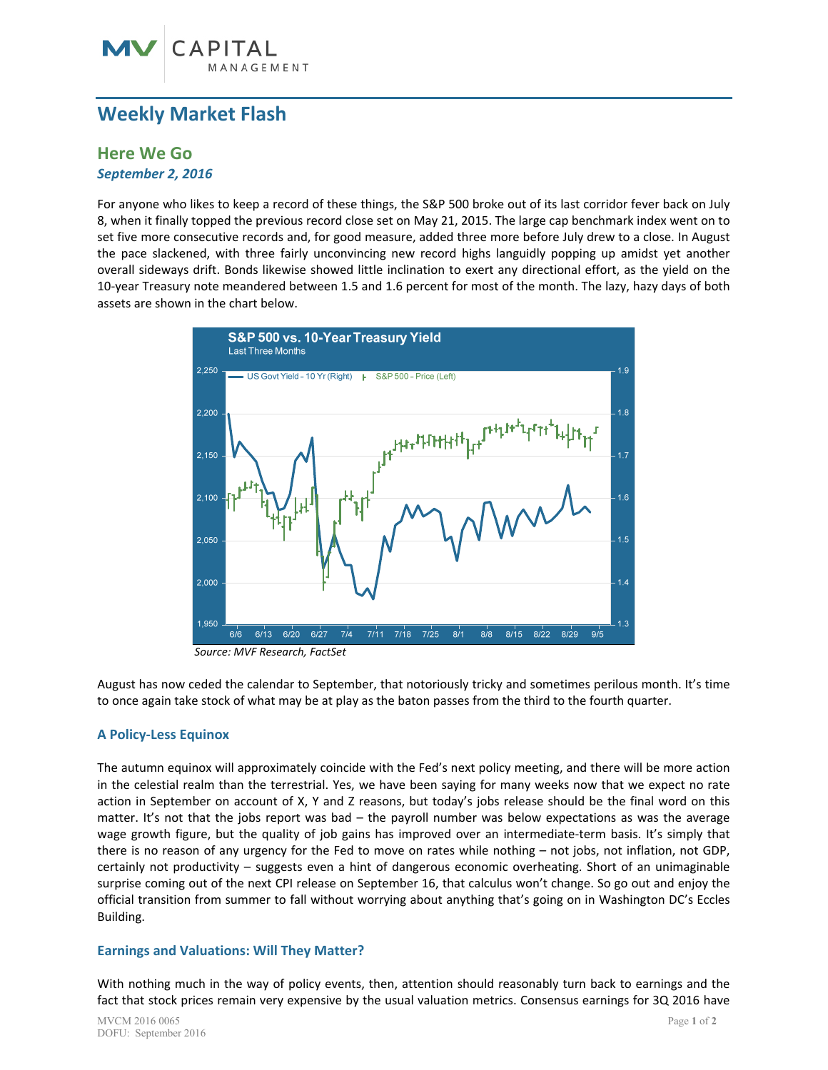# Weekly Market Flash

## Here We Go

***September 2, 2016***

For anyone who likes to keep a record of these things, the S&P 500 broke out of its last corridor fever back on July 8, when it finally topped the previous record close set on May 21, 2015. The large cap benchmark index went on to set five more consecutive records and, for good measure, added three more before July drew to a close. In August the pace slackened, with three fairly unconvincing new record highs languidly popping up amidst yet another overall sideways drift. Bonds likewise showed little inclination to exert any directional effort, as the yield on the 10-year Treasury note meandered between 1.5 and 1.6 percent for most of the month. The lazy, hazy days of both assets are shown in the chart below.

**S&P 500 vs. 10-Year Treasury Yield**
Last Three Months

*Source: MVF Research, FactSet*

August has now ceded the calendar to September, that notoriously tricky and sometimes perilous month. It's time to once again take stock of what may be at play as the baton passes from the third to the fourth quarter.

### A Policy-Less Equinox

The autumn equinox will approximately coincide with the Fed's next policy meeting, and there will be more action in the celestial realm than the terrestrial. Yes, we have been saying for many weeks now that we expect no rate action in September on account of X, Y and Z reasons, but today's jobs release should be the final word on this matter. It's not that the jobs report was bad – the payroll number was below expectations as was the average wage growth figure, but the quality of job gains has improved over an intermediate-term basis. It's simply that there is no reason of any urgency for the Fed to move on rates while nothing – not jobs, not inflation, not GDP, certainly not productivity – suggests even a hint of dangerous economic overheating. Short of an unimaginable surprise coming out of the next CPI release on September 16, that calculus won't change. So go out and enjoy the official transition from summer to fall without worrying about anything that's going on in Washington DC's Eccles Building.

### Earnings and Valuations: Will They Matter?

With nothing much in the way of policy events, then, attention should reasonably turn back to earnings and the fact that stock prices remain very expensive by the usual valuation metrics. Consensus earnings for 3Q 2016 have

MVCM 2016 0065
DOFU: September 2016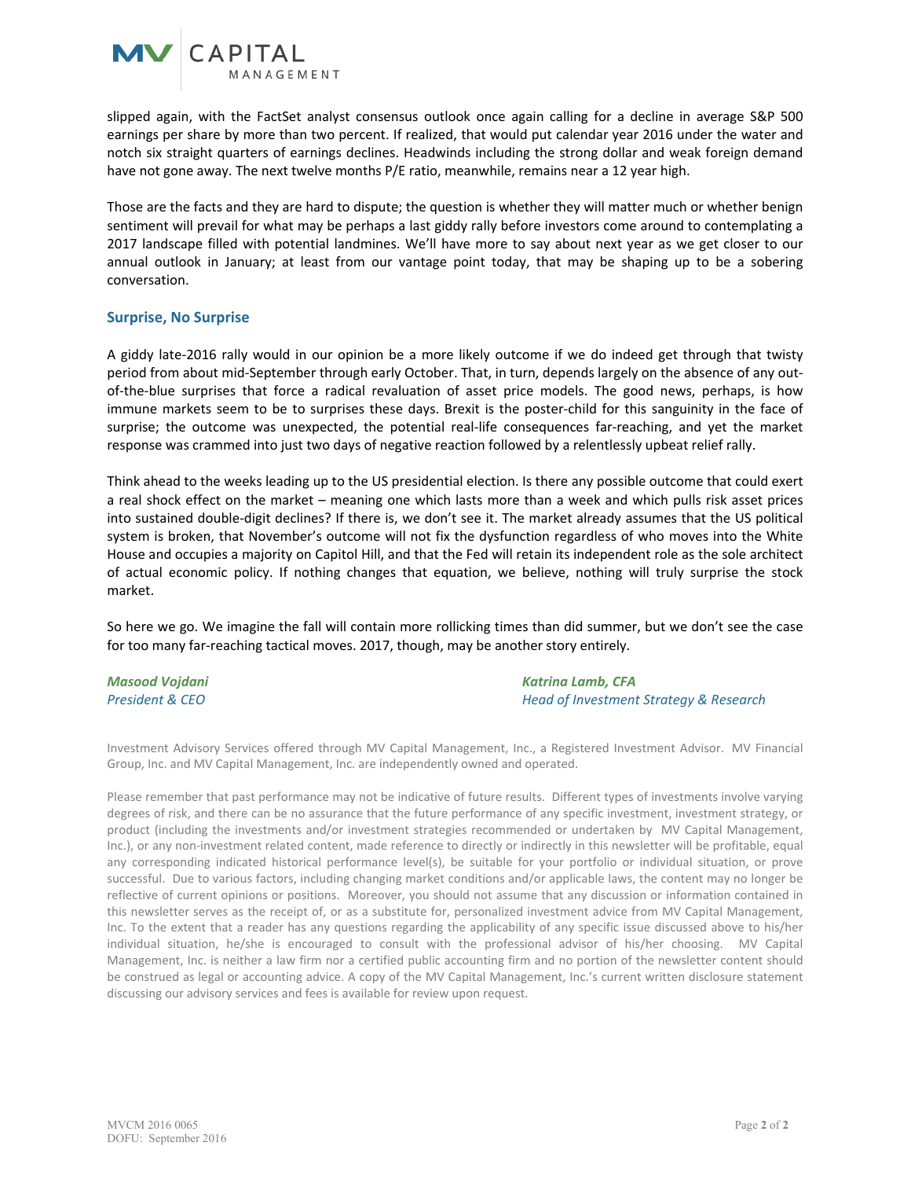slipped again, with the FactSet analyst consensus outlook once again calling for a decline in average S&P 500 earnings per share by more than two percent. If realized, that would put calendar year 2016 under the water and notch six straight quarters of earnings declines. Headwinds including the strong dollar and weak foreign demand have not gone away. The next twelve months P/E ratio, meanwhile, remains near a 12 year high.

Those are the facts and they are hard to dispute; the question is whether they will matter much or whether benign sentiment will prevail for what may be perhaps a last giddy rally before investors come around to contemplating a 2017 landscape filled with potential landmines. We'll have more to say about next year as we get closer to our annual outlook in January; at least from our vantage point today, that may be shaping up to be a sobering conversation.

## Surprise, No Surprise

A giddy late-2016 rally would in our opinion be a more likely outcome if we do indeed get through that twisty period from about mid-September through early October. That, in turn, depends largely on the absence of any out-of-the-blue surprises that force a radical revaluation of asset price models. The good news, perhaps, is how immune markets seem to be to surprises these days. Brexit is the poster-child for this sanguinity in the face of surprise; the outcome was unexpected, the potential real-life consequences far-reaching, and yet the market response was crammed into just two days of negative reaction followed by a relentlessly upbeat relief rally.

Think ahead to the weeks leading up to the US presidential election. Is there any possible outcome that could exert a real shock effect on the market – meaning one which lasts more than a week and which pulls risk asset prices into sustained double-digit declines? If there is, we don't see it. The market already assumes that the US political system is broken, that November's outcome will not fix the dysfunction regardless of who moves into the White House and occupies a majority on Capitol Hill, and that the Fed will retain its independent role as the sole architect of actual economic policy. If nothing changes that equation, we believe, nothing will truly surprise the stock market.

So here we go. We imagine the fall will contain more rollicking times than did summer, but we don't see the case for too many far-reaching tactical moves. 2017, though, may be another story entirely.

***Masood Vojdani***
*President & CEO*

***Katrina Lamb, CFA***
*Head of Investment Strategy & Research*

Investment Advisory Services offered through MV Capital Management, Inc., a Registered Investment Advisor. MV Financial Group, Inc. and MV Capital Management, Inc. are independently owned and operated.

Please remember that past performance may not be indicative of future results. Different types of investments involve varying degrees of risk, and there can be no assurance that the future performance of any specific investment, investment strategy, or product (including the investments and/or investment strategies recommended or undertaken by MV Capital Management, Inc.), or any non-investment related content, made reference to directly or indirectly in this newsletter will be profitable, equal any corresponding indicated historical performance level(s), be suitable for your portfolio or individual situation, or prove successful. Due to various factors, including changing market conditions and/or applicable laws, the content may no longer be reflective of current opinions or positions. Moreover, you should not assume that any discussion or information contained in this newsletter serves as the receipt of, or as a substitute for, personalized investment advice from MV Capital Management, Inc. To the extent that a reader has any questions regarding the applicability of any specific issue discussed above to his/her individual situation, he/she is encouraged to consult with the professional advisor of his/her choosing. MV Capital Management, Inc. is neither a law firm nor a certified public accounting firm and no portion of the newsletter content should be construed as legal or accounting advice. A copy of the MV Capital Management, Inc.'s current written disclosure statement discussing our advisory services and fees is available for review upon request.

MVCM 2016 0065
DOFU: September 2016